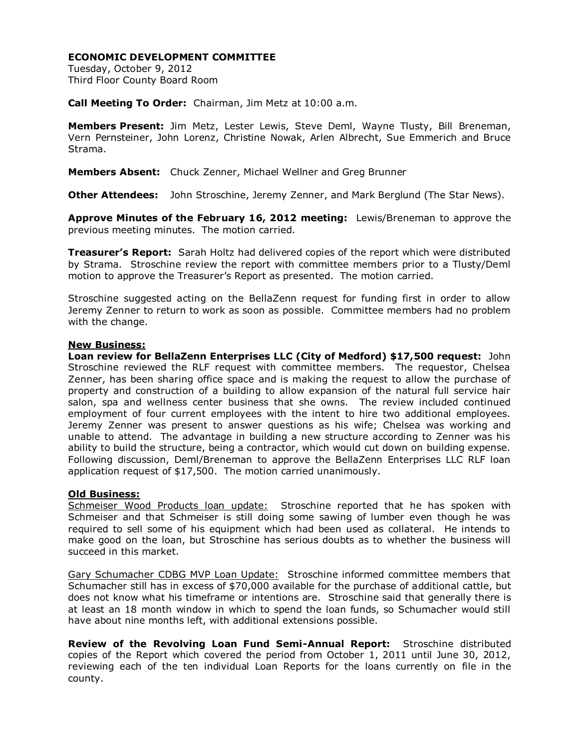**ECONOMIC DEVELOPMENT COMMITTEE**
Tuesday, October 9, 2012
Third Floor County Board Room

**Call Meeting To Order:** Chairman, Jim Metz at 10:00 a.m.

**Members Present:** Jim Metz, Lester Lewis, Steve Deml, Wayne Tlusty, Bill Breneman, Vern Pernsteiner, John Lorenz, Christine Nowak, Arlen Albrecht, Sue Emmerich and Bruce Strama.

**Members Absent:** Chuck Zenner, Michael Wellner and Greg Brunner

**Other Attendees:** John Stroschine, Jeremy Zenner, and Mark Berglund (The Star News).

**Approve Minutes of the February 16, 2012 meeting:** Lewis/Breneman to approve the previous meeting minutes. The motion carried.

**Treasurer's Report:** Sarah Holtz had delivered copies of the report which were distributed by Strama. Stroschine review the report with committee members prior to a Tlusty/Deml motion to approve the Treasurer's Report as presented. The motion carried.

Stroschine suggested acting on the BellaZenn request for funding first in order to allow Jeremy Zenner to return to work as soon as possible. Committee members had no problem with the change.

**New Business:**

**Loan review for BellaZenn Enterprises LLC (City of Medford) $17,500 request:** John Stroschine reviewed the RLF request with committee members. The requestor, Chelsea Zenner, has been sharing office space and is making the request to allow the purchase of property and construction of a building to allow expansion of the natural full service hair salon, spa and wellness center business that she owns. The review included continued employment of four current employees with the intent to hire two additional employees. Jeremy Zenner was present to answer questions as his wife; Chelsea was working and unable to attend. The advantage in building a new structure according to Zenner was his ability to build the structure, being a contractor, which would cut down on building expense. Following discussion, Deml/Breneman to approve the BellaZenn Enterprises LLC RLF loan application request of $17,500. The motion carried unanimously.

**Old Business:**

Schmeiser Wood Products loan update: Stroschine reported that he has spoken with Schmeiser and that Schmeiser is still doing some sawing of lumber even though he was required to sell some of his equipment which had been used as collateral. He intends to make good on the loan, but Stroschine has serious doubts as to whether the business will succeed in this market.

Gary Schumacher CDBG MVP Loan Update: Stroschine informed committee members that Schumacher still has in excess of $70,000 available for the purchase of additional cattle, but does not know what his timeframe or intentions are. Stroschine said that generally there is at least an 18 month window in which to spend the loan funds, so Schumacher would still have about nine months left, with additional extensions possible.

**Review of the Revolving Loan Fund Semi-Annual Report:** Stroschine distributed copies of the Report which covered the period from October 1, 2011 until June 30, 2012, reviewing each of the ten individual Loan Reports for the loans currently on file in the county.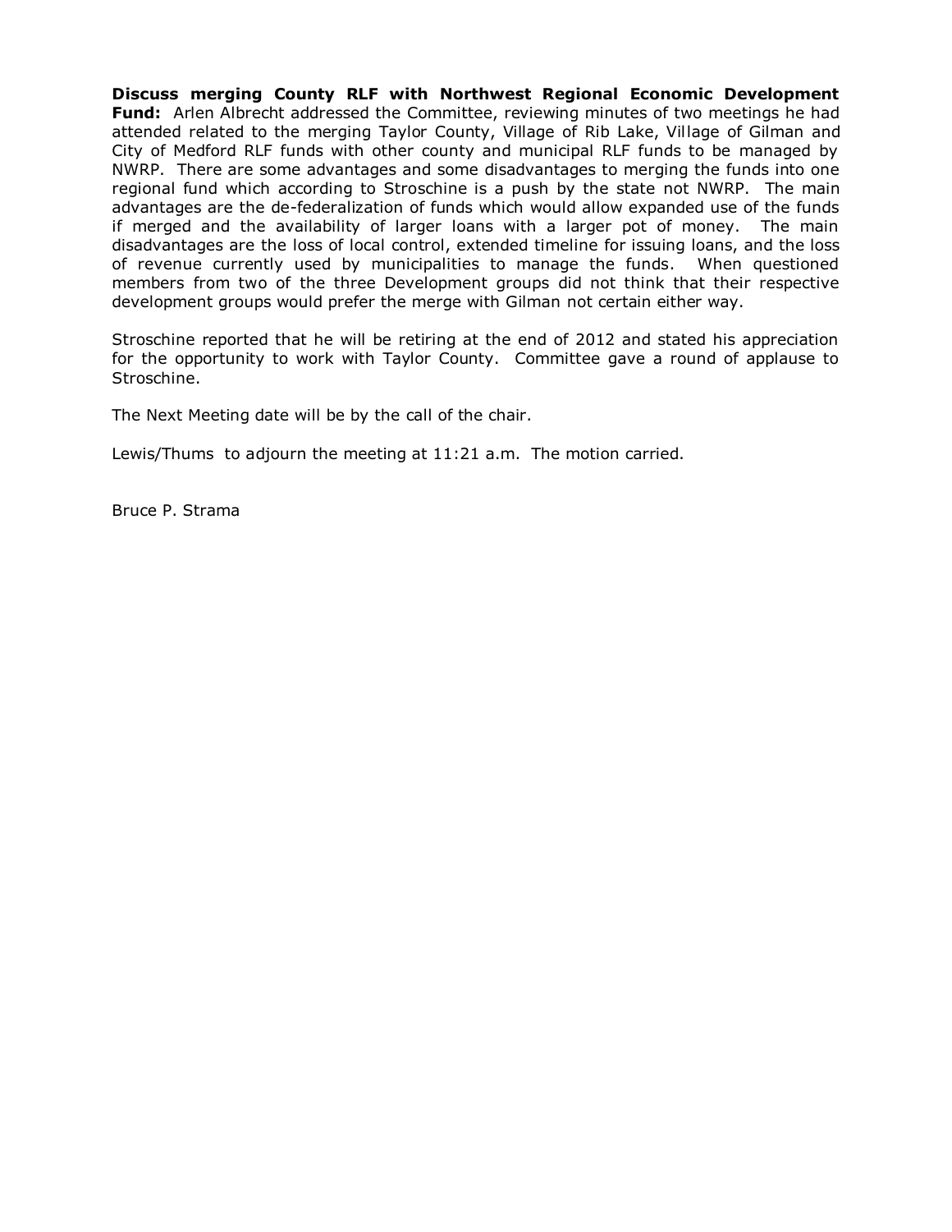**Discuss merging County RLF with Northwest Regional Economic Development Fund:** Arlen Albrecht addressed the Committee, reviewing minutes of two meetings he had attended related to the merging Taylor County, Village of Rib Lake, Village of Gilman and City of Medford RLF funds with other county and municipal RLF funds to be managed by NWRP. There are some advantages and some disadvantages to merging the funds into one regional fund which according to Stroschine is a push by the state not NWRP. The main advantages are the de-federalization of funds which would allow expanded use of the funds if merged and the availability of larger loans with a larger pot of money. The main disadvantages are the loss of local control, extended timeline for issuing loans, and the loss of revenue currently used by municipalities to manage the funds. When questioned members from two of the three Development groups did not think that their respective development groups would prefer the merge with Gilman not certain either way.

Stroschine reported that he will be retiring at the end of 2012 and stated his appreciation for the opportunity to work with Taylor County. Committee gave a round of applause to Stroschine.

The Next Meeting date will be by the call of the chair.

Lewis/Thums to adjourn the meeting at 11:21 a.m. The motion carried.

Bruce P. Strama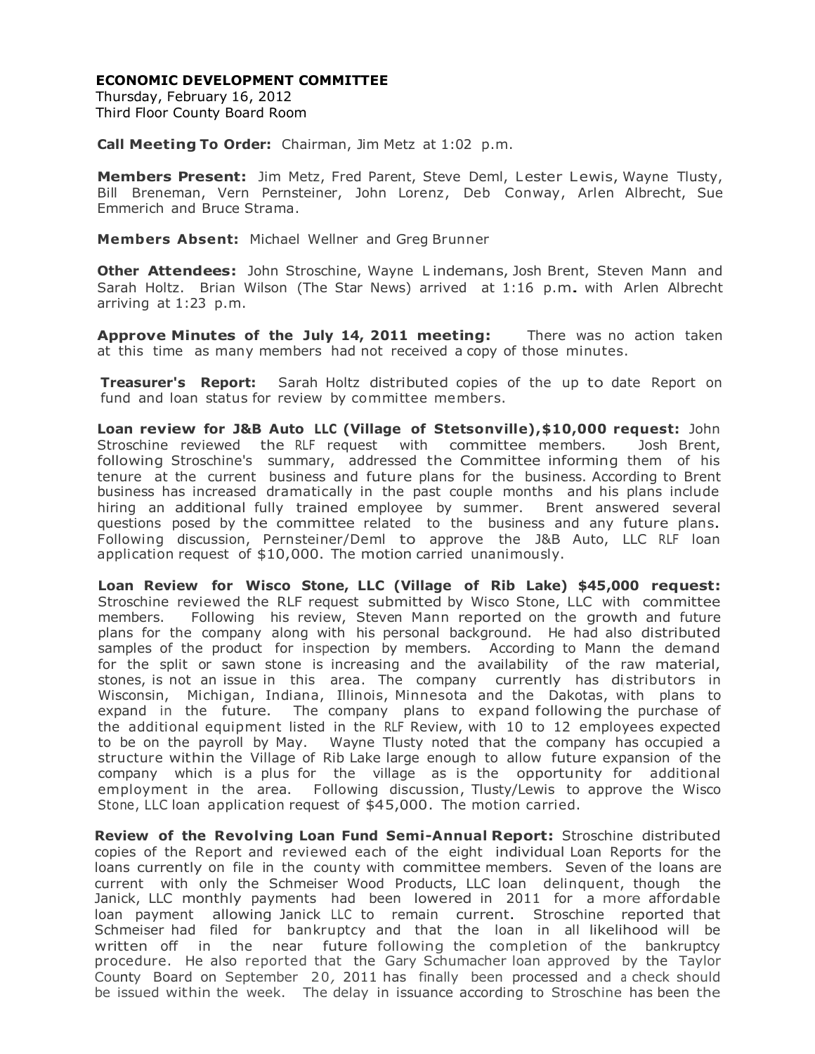**ECONOMIC DEVELOPMENT COMMITTEE**
Thursday, February 16, 2012
Third Floor County Board Room

**Call Meeting To Order:** Chairman, Jim Metz at 1:02 p.m.

**Members Present:** Jim Metz, Fred Parent, Steve Deml, Lester Lewis, Wayne Tlusty, Bill Breneman, Vern Pernsteiner, John Lorenz, Deb Conway, Arlen Albrecht, Sue Emmerich and Bruce Strama.

**Members Absent:** Michael Wellner and Greg Brunner

**Other Attendees:** John Stroschine, Wayne Lindemans, Josh Brent, Steven Mann and Sarah Holtz. Brian Wilson (The Star News) arrived at 1:16 p.m. with Arlen Albrecht arriving at 1:23 p.m.

**Approve Minutes of the July 14, 2011 meeting:** There was no action taken at this time as many members had not received a copy of those minutes.

**Treasurer's Report:** Sarah Holtz distributed copies of the up to date Report on fund and loan status for review by committee members.

**Loan review for J&B Auto LLC (Village of Stetsonville), $10,000 request:** John Stroschine reviewed the RLF request with committee members. Josh Brent, following Stroschine's summary, addressed the Committee informing them of his tenure at the current business and future plans for the business. According to Brent business has increased dramatically in the past couple months and his plans include hiring an additional fully trained employee by summer. Brent answered several questions posed by the committee related to the business and any future plans. Following discussion, Pernsteiner/Deml to approve the J&B Auto, LLC RLF loan application request of $10,000. The motion carried unanimously.

**Loan Review for Wisco Stone, LLC (Village of Rib Lake) $45,000 request:** Stroschine reviewed the RLF request submitted by Wisco Stone, LLC with committee members. Following his review, Steven Mann reported on the growth and future plans for the company along with his personal background. He had also distributed samples of the product for inspection by members. According to Mann the demand for the split or sawn stone is increasing and the availability of the raw material, stones, is not an issue in this area. The company currently has distributors in Wisconsin, Michigan, Indiana, Illinois, Minnesota and the Dakotas, with plans to expand in the future. The company plans to expand following the purchase of the additional equipment listed in the RLF Review, with 10 to 12 employees expected to be on the payroll by May. Wayne Tlusty noted that the company has occupied a structure within the Village of Rib Lake large enough to allow future expansion of the company which is a plus for the village as is the opportunity for additional employment in the area. Following discussion, Tlusty/Lewis to approve the Wisco Stone, LLC loan application request of $45,000. The motion carried.

**Review of the Revolving Loan Fund Semi-Annual Report:** Stroschine distributed copies of the Report and reviewed each of the eight individual Loan Reports for the loans currently on file in the county with committee members. Seven of the loans are current with only the Schmeiser Wood Products, LLC loan delinquent, though the Janick, LLC monthly payments had been lowered in 2011 for a more affordable loan payment allowing Janick LLC to remain current. Stroschine reported that Schmeiser had filed for bankruptcy and that the loan in all likelihood will be written off in the near future following the completion of the bankruptcy procedure. He also reported that the Gary Schumacher loan approved by the Taylor County Board on September 20, 2011 has finally been processed and a check should be issued within the week. The delay in issuance according to Stroschine has been the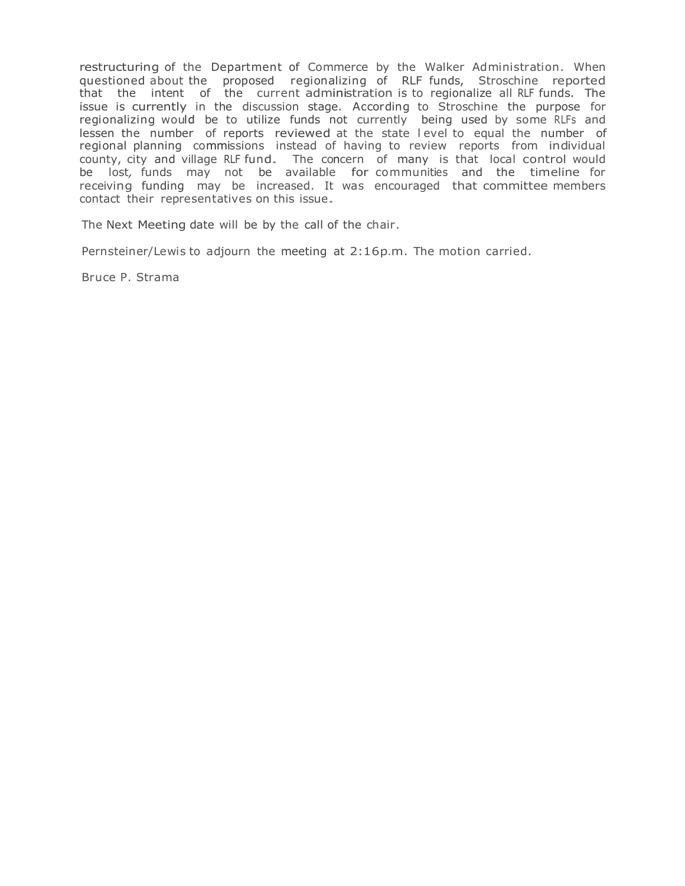restructuring of the Department of Commerce by the Walker Administration. When questioned about the proposed regionalizing of RLF funds, Stroschine reported that the intent of the current administration is to regionalize all RLF funds. The issue is currently in the discussion stage. According to Stroschine the purpose for regionalizing would be to utilize funds not currently being used by some RLFs and lessen the number of reports reviewed at the state level to equal the number of regional planning commissions instead of having to review reports from individual county, city and village RLF fund. The concern of many is that local control would be lost, funds may not be available for communities and the timeline for receiving funding may be increased. It was encouraged that committee members contact their representatives on this issue.

The Next Meeting date will be by the call of the chair.

Pernsteiner/Lewis to adjourn the meeting at 2:16p.m. The motion carried.

Bruce P. Strama